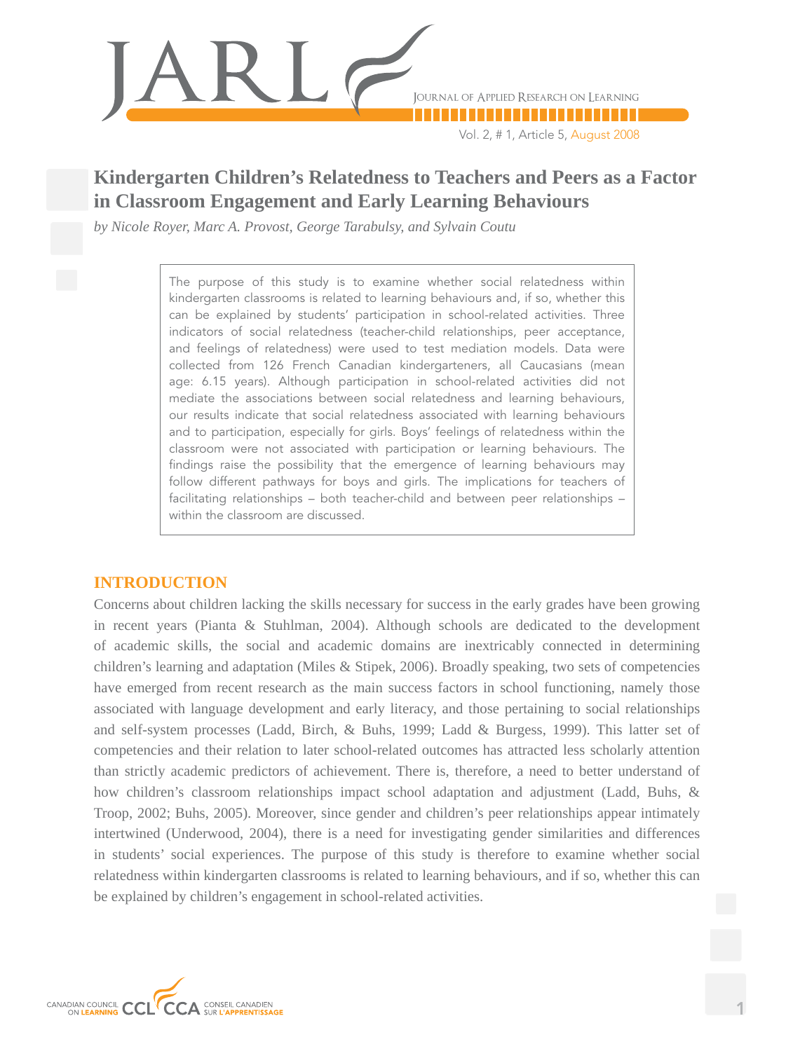# Kindergarten Children's Relatedness to Teachers and Peers as a Factor in Classroom Engagement and Early Learning Behaviours

*by Nicole Royer, Marc A. Provost, George Tarabulsy, and Sylvain Coutu*

The purpose of this study is to examine whether social relatedness within kindergarten classrooms is related to learning behaviours and, if so, whether this can be explained by students' participation in school-related activities. Three indicators of social relatedness (teacher-child relationships, peer acceptance, and feelings of relatedness) were used to test mediation models. Data were collected from 126 French Canadian kindergarteners, all Caucasians (mean age: 6.15 years). Although participation in school-related activities did not mediate the associations between social relatedness and learning behaviours, our results indicate that social relatedness associated with learning behaviours and to participation, especially for girls. Boys' feelings of relatedness within the classroom were not associated with participation or learning behaviours. The findings raise the possibility that the emergence of learning behaviours may follow different pathways for boys and girls. The implications for teachers of facilitating relationships – both teacher-child and between peer relationships – within the classroom are discussed.

## INTRODUCTION

Concerns about children lacking the skills necessary for success in the early grades have been growing in recent years (Pianta & Stuhlman, 2004). Although schools are dedicated to the development of academic skills, the social and academic domains are inextricably connected in determining children's learning and adaptation (Miles & Stipek, 2006). Broadly speaking, two sets of competencies have emerged from recent research as the main success factors in school functioning, namely those associated with language development and early literacy, and those pertaining to social relationships and self-system processes (Ladd, Birch, & Buhs, 1999; Ladd & Burgess, 1999). This latter set of competencies and their relation to later school-related outcomes has attracted less scholarly attention than strictly academic predictors of achievement. There is, therefore, a need to better understand of how children's classroom relationships impact school adaptation and adjustment (Ladd, Buhs, & Troop, 2002; Buhs, 2005). Moreover, since gender and children's peer relationships appear intimately intertwined (Underwood, 2004), there is a need for investigating gender similarities and differences in students' social experiences. The purpose of this study is therefore to examine whether social relatedness within kindergarten classrooms is related to learning behaviours, and if so, whether this can be explained by children's engagement in school-related activities.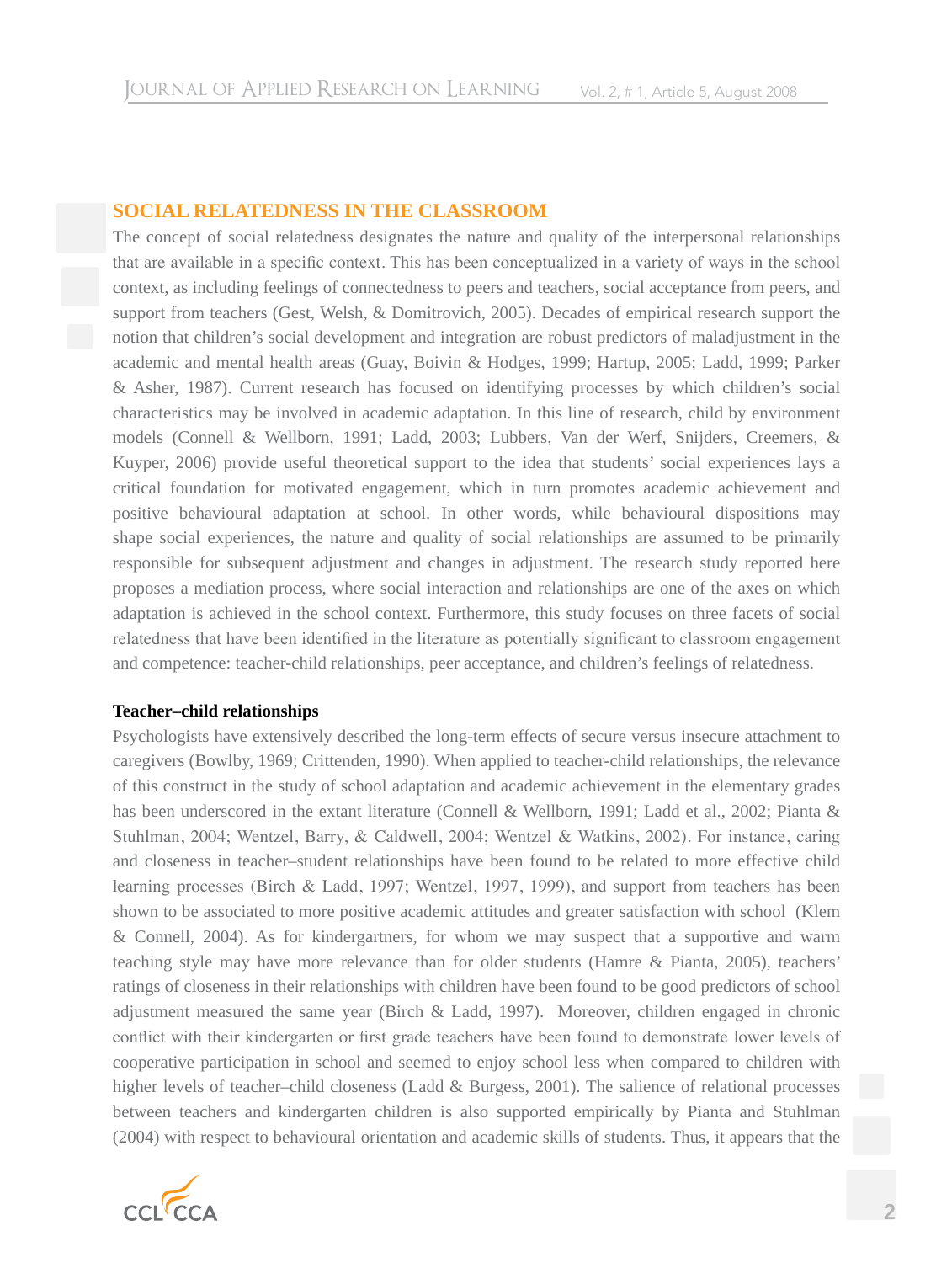## SOCIAL RELATEDNESS IN THE CLASSROOM

The concept of social relatedness designates the nature and quality of the interpersonal relationships that are available in a specific context. This has been conceptualized in a variety of ways in the school context, as including feelings of connectedness to peers and teachers, social acceptance from peers, and support from teachers (Gest, Welsh, & Domitrovich, 2005). Decades of empirical research support the notion that children's social development and integration are robust predictors of maladjustment in the academic and mental health areas (Guay, Boivin & Hodges, 1999; Hartup, 2005; Ladd, 1999; Parker & Asher, 1987). Current research has focused on identifying processes by which children's social characteristics may be involved in academic adaptation. In this line of research, child by environment models (Connell & Wellborn, 1991; Ladd, 2003; Lubbers, Van der Werf, Snijders, Creemers, & Kuyper, 2006) provide useful theoretical support to the idea that students' social experiences lays a critical foundation for motivated engagement, which in turn promotes academic achievement and positive behavioural adaptation at school. In other words, while behavioural dispositions may shape social experiences, the nature and quality of social relationships are assumed to be primarily responsible for subsequent adjustment and changes in adjustment. The research study reported here proposes a mediation process, where social interaction and relationships are one of the axes on which adaptation is achieved in the school context. Furthermore, this study focuses on three facets of social relatedness that have been identified in the literature as potentially significant to classroom engagement and competence: teacher-child relationships, peer acceptance, and children's feelings of relatedness.

### Teacher–child relationships

Psychologists have extensively described the long-term effects of secure versus insecure attachment to caregivers (Bowlby, 1969; Crittenden, 1990). When applied to teacher-child relationships, the relevance of this construct in the study of school adaptation and academic achievement in the elementary grades has been underscored in the extant literature (Connell & Wellborn, 1991; Ladd et al., 2002; Pianta & Stuhlman, 2004; Wentzel, Barry, & Caldwell, 2004; Wentzel & Watkins, 2002). For instance, caring and closeness in teacher–student relationships have been found to be related to more effective child learning processes (Birch & Ladd, 1997; Wentzel, 1997, 1999), and support from teachers has been shown to be associated to more positive academic attitudes and greater satisfaction with school (Klem & Connell, 2004). As for kindergartners, for whom we may suspect that a supportive and warm teaching style may have more relevance than for older students (Hamre & Pianta, 2005), teachers' ratings of closeness in their relationships with children have been found to be good predictors of school adjustment measured the same year (Birch & Ladd, 1997). Moreover, children engaged in chronic conflict with their kindergarten or first grade teachers have been found to demonstrate lower levels of cooperative participation in school and seemed to enjoy school less when compared to children with higher levels of teacher–child closeness (Ladd & Burgess, 2001). The salience of relational processes between teachers and kindergarten children is also supported empirically by Pianta and Stuhlman (2004) with respect to behavioural orientation and academic skills of students. Thus, it appears that the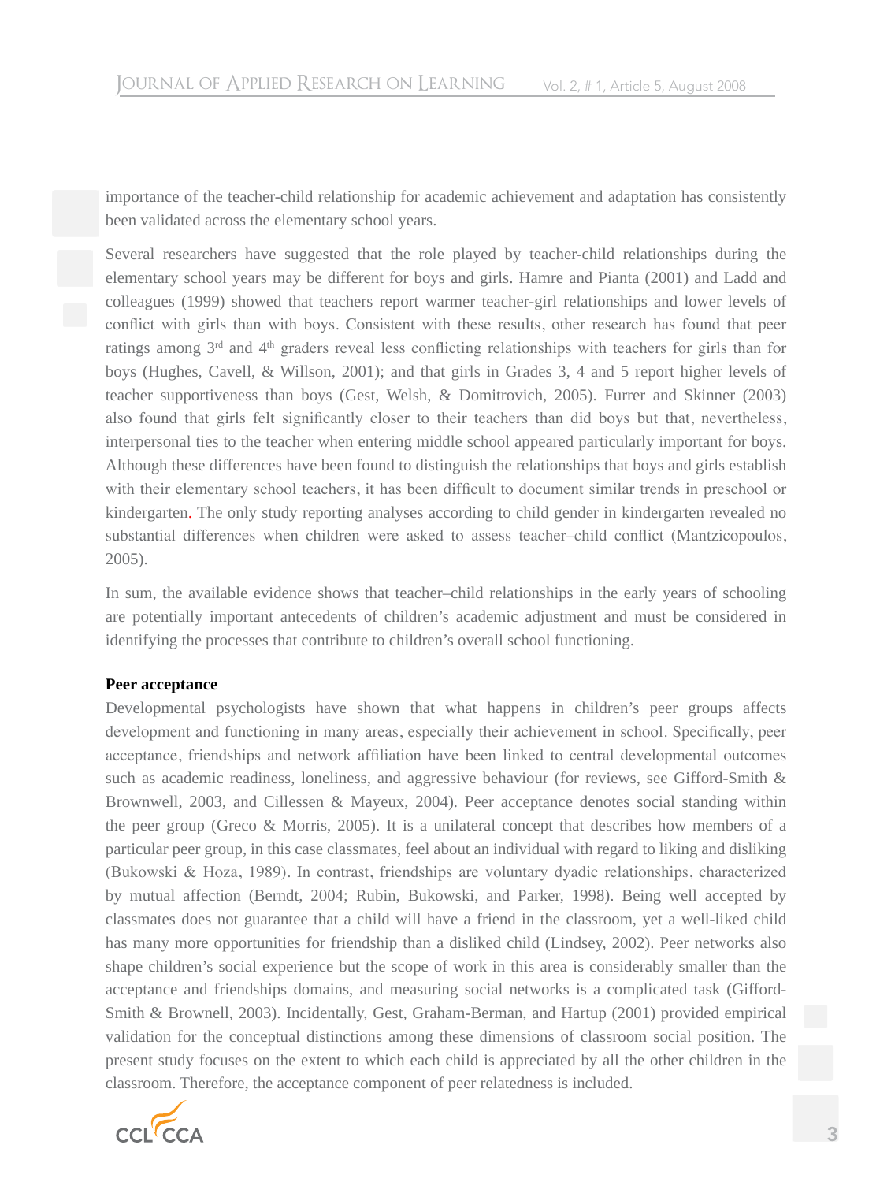importance of the teacher-child relationship for academic achievement and adaptation has consistently been validated across the elementary school years.

Several researchers have suggested that the role played by teacher-child relationships during the elementary school years may be different for boys and girls. Hamre and Pianta (2001) and Ladd and colleagues (1999) showed that teachers report warmer teacher-girl relationships and lower levels of conflict with girls than with boys. Consistent with these results, other research has found that peer ratings among 3rd and 4th graders reveal less conflicting relationships with teachers for girls than for boys (Hughes, Cavell, & Willson, 2001); and that girls in Grades 3, 4 and 5 report higher levels of teacher supportiveness than boys (Gest, Welsh, & Domitrovich, 2005). Furrer and Skinner (2003) also found that girls felt significantly closer to their teachers than did boys but that, nevertheless, interpersonal ties to the teacher when entering middle school appeared particularly important for boys. Although these differences have been found to distinguish the relationships that boys and girls establish with their elementary school teachers, it has been difficult to document similar trends in preschool or kindergarten. The only study reporting analyses according to child gender in kindergarten revealed no substantial differences when children were asked to assess teacher–child conflict (Mantzicopoulos, 2005).

In sum, the available evidence shows that teacher–child relationships in the early years of schooling are potentially important antecedents of children's academic adjustment and must be considered in identifying the processes that contribute to children's overall school functioning.

**Peer acceptance**

Developmental psychologists have shown that what happens in children's peer groups affects development and functioning in many areas, especially their achievement in school. Specifically, peer acceptance, friendships and network affiliation have been linked to central developmental outcomes such as academic readiness, loneliness, and aggressive behaviour (for reviews, see Gifford-Smith & Brownwell, 2003, and Cillessen & Mayeux, 2004). Peer acceptance denotes social standing within the peer group (Greco & Morris, 2005). It is a unilateral concept that describes how members of a particular peer group, in this case classmates, feel about an individual with regard to liking and disliking (Bukowski & Hoza, 1989). In contrast, friendships are voluntary dyadic relationships, characterized by mutual affection (Berndt, 2004; Rubin, Bukowski, and Parker, 1998). Being well accepted by classmates does not guarantee that a child will have a friend in the classroom, yet a well-liked child has many more opportunities for friendship than a disliked child (Lindsey, 2002). Peer networks also shape children's social experience but the scope of work in this area is considerably smaller than the acceptance and friendships domains, and measuring social networks is a complicated task (Gifford-Smith & Brownell, 2003). Incidentally, Gest, Graham-Berman, and Hartup (2001) provided empirical validation for the conceptual distinctions among these dimensions of classroom social position. The present study focuses on the extent to which each child is appreciated by all the other children in the classroom. Therefore, the acceptance component of peer relatedness is included.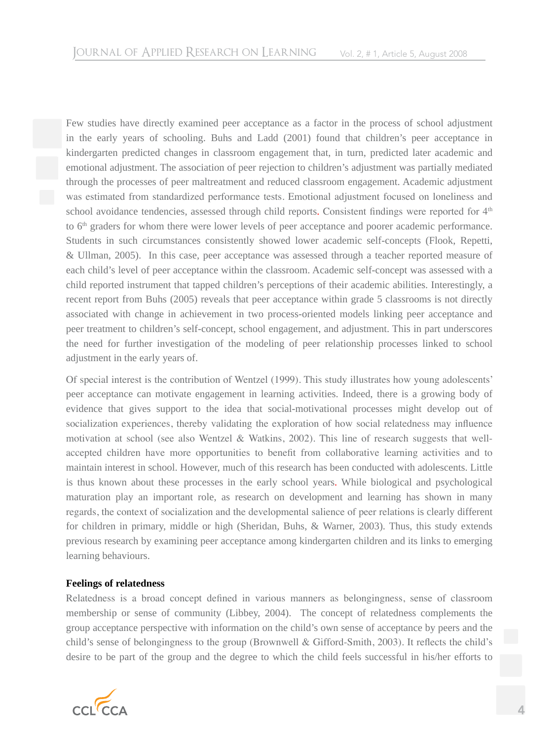Few studies have directly examined peer acceptance as a factor in the process of school adjustment in the early years of schooling. Buhs and Ladd (2001) found that children's peer acceptance in kindergarten predicted changes in classroom engagement that, in turn, predicted later academic and emotional adjustment. The association of peer rejection to children's adjustment was partially mediated through the processes of peer maltreatment and reduced classroom engagement. Academic adjustment was estimated from standardized performance tests. Emotional adjustment focused on loneliness and school avoidance tendencies, assessed through child reports. Consistent findings were reported for 4th to 6th graders for whom there were lower levels of peer acceptance and poorer academic performance. Students in such circumstances consistently showed lower academic self-concepts (Flook, Repetti, & Ullman, 2005). In this case, peer acceptance was assessed through a teacher reported measure of each child's level of peer acceptance within the classroom. Academic self-concept was assessed with a child reported instrument that tapped children's perceptions of their academic abilities. Interestingly, a recent report from Buhs (2005) reveals that peer acceptance within grade 5 classrooms is not directly associated with change in achievement in two process-oriented models linking peer acceptance and peer treatment to children's self-concept, school engagement, and adjustment. This in part underscores the need for further investigation of the modeling of peer relationship processes linked to school adjustment in the early years of.

Of special interest is the contribution of Wentzel (1999). This study illustrates how young adolescents' peer acceptance can motivate engagement in learning activities. Indeed, there is a growing body of evidence that gives support to the idea that social-motivational processes might develop out of socialization experiences, thereby validating the exploration of how social relatedness may influence motivation at school (see also Wentzel & Watkins, 2002). This line of research suggests that well-accepted children have more opportunities to benefit from collaborative learning activities and to maintain interest in school. However, much of this research has been conducted with adolescents. Little is thus known about these processes in the early school years. While biological and psychological maturation play an important role, as research on development and learning has shown in many regards, the context of socialization and the developmental salience of peer relations is clearly different for children in primary, middle or high (Sheridan, Buhs, & Warner, 2003). Thus, this study extends previous research by examining peer acceptance among kindergarten children and its links to emerging learning behaviours.

**Feelings of relatedness**

Relatedness is a broad concept defined in various manners as belongingness, sense of classroom membership or sense of community (Libbey, 2004). The concept of relatedness complements the group acceptance perspective with information on the child's own sense of acceptance by peers and the child's sense of belongingness to the group (Brownwell & Gifford-Smith, 2003). It reflects the child's desire to be part of the group and the degree to which the child feels successful in his/her efforts to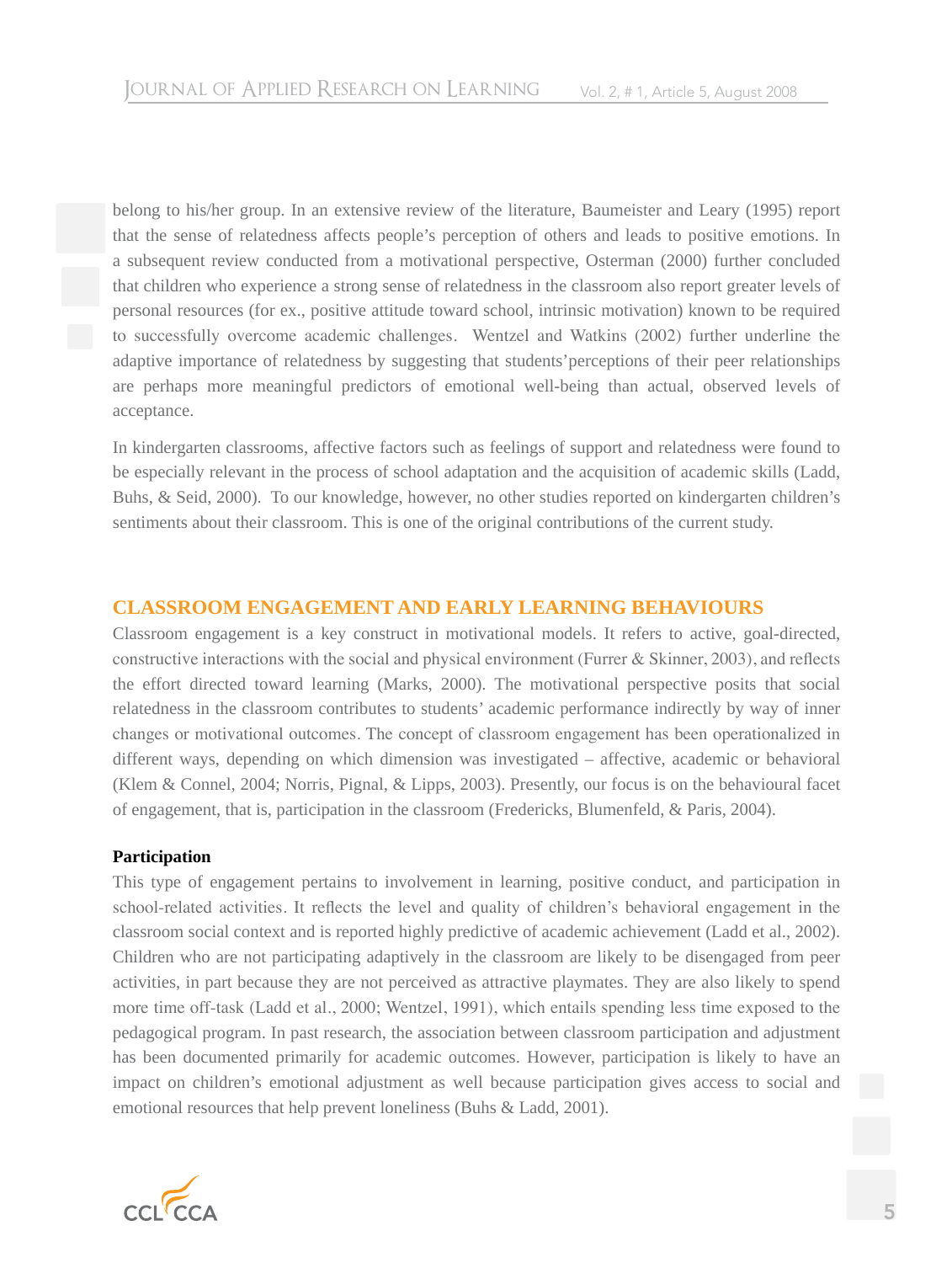belong to his/her group. In an extensive review of the literature, Baumeister and Leary (1995) report that the sense of relatedness affects people's perception of others and leads to positive emotions. In a subsequent review conducted from a motivational perspective, Osterman (2000) further concluded that children who experience a strong sense of relatedness in the classroom also report greater levels of personal resources (for ex., positive attitude toward school, intrinsic motivation) known to be required to successfully overcome academic challenges. Wentzel and Watkins (2002) further underline the adaptive importance of relatedness by suggesting that students'perceptions of their peer relationships are perhaps more meaningful predictors of emotional well-being than actual, observed levels of acceptance.

In kindergarten classrooms, affective factors such as feelings of support and relatedness were found to be especially relevant in the process of school adaptation and the acquisition of academic skills (Ladd, Buhs, & Seid, 2000). To our knowledge, however, no other studies reported on kindergarten children's sentiments about their classroom. This is one of the original contributions of the current study.

## CLASSROOM ENGAGEMENT AND EARLY LEARNING BEHAVIOURS

Classroom engagement is a key construct in motivational models. It refers to active, goal-directed, constructive interactions with the social and physical environment (Furrer & Skinner, 2003), and reflects the effort directed toward learning (Marks, 2000). The motivational perspective posits that social relatedness in the classroom contributes to students' academic performance indirectly by way of inner changes or motivational outcomes. The concept of classroom engagement has been operationalized in different ways, depending on which dimension was investigated – affective, academic or behavioral (Klem & Connel, 2004; Norris, Pignal, & Lipps, 2003). Presently, our focus is on the behavioural facet of engagement, that is, participation in the classroom (Fredericks, Blumenfeld, & Paris, 2004).

### Participation

This type of engagement pertains to involvement in learning, positive conduct, and participation in school-related activities. It reflects the level and quality of children's behavioral engagement in the classroom social context and is reported highly predictive of academic achievement (Ladd et al., 2002). Children who are not participating adaptively in the classroom are likely to be disengaged from peer activities, in part because they are not perceived as attractive playmates. They are also likely to spend more time off-task (Ladd et al., 2000; Wentzel, 1991), which entails spending less time exposed to the pedagogical program. In past research, the association between classroom participation and adjustment has been documented primarily for academic outcomes. However, participation is likely to have an impact on children's emotional adjustment as well because participation gives access to social and emotional resources that help prevent loneliness (Buhs & Ladd, 2001).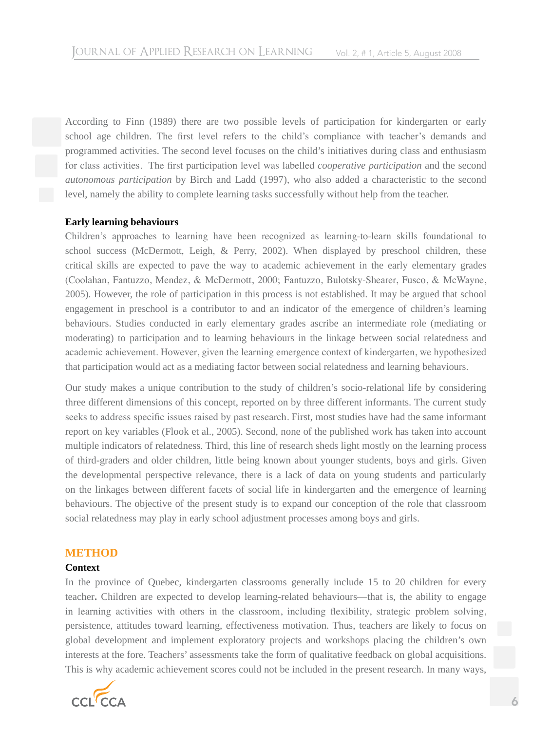According to Finn (1989) there are two possible levels of participation for kindergarten or early school age children. The first level refers to the child's compliance with teacher's demands and programmed activities. The second level focuses on the child's initiatives during class and enthusiasm for class activities. The first participation level was labelled *cooperative participation* and the second *autonomous participation* by Birch and Ladd (1997), who also added a characteristic to the second level, namely the ability to complete learning tasks successfully without help from the teacher.

**Early learning behaviours**

Children's approaches to learning have been recognized as learning-to-learn skills foundational to school success (McDermott, Leigh, & Perry, 2002). When displayed by preschool children, these critical skills are expected to pave the way to academic achievement in the early elementary grades (Coolahan, Fantuzzo, Mendez, & McDermott, 2000; Fantuzzo, Bulotsky-Shearer, Fusco, & McWayne, 2005). However, the role of participation in this process is not established. It may be argued that school engagement in preschool is a contributor to and an indicator of the emergence of children's learning behaviours. Studies conducted in early elementary grades ascribe an intermediate role (mediating or moderating) to participation and to learning behaviours in the linkage between social relatedness and academic achievement. However, given the learning emergence context of kindergarten, we hypothesized that participation would act as a mediating factor between social relatedness and learning behaviours.

Our study makes a unique contribution to the study of children's socio-relational life by considering three different dimensions of this concept, reported on by three different informants. The current study seeks to address specific issues raised by past research. First, most studies have had the same informant report on key variables (Flook et al., 2005). Second, none of the published work has taken into account multiple indicators of relatedness. Third, this line of research sheds light mostly on the learning process of third-graders and older children, little being known about younger students, boys and girls. Given the developmental perspective relevance, there is a lack of data on young students and particularly on the linkages between different facets of social life in kindergarten and the emergence of learning behaviours. The objective of the present study is to expand our conception of the role that classroom social relatedness may play in early school adjustment processes among boys and girls.

## METHOD

**Context**

In the province of Quebec, kindergarten classrooms generally include 15 to 20 children for every teacher. Children are expected to develop learning-related behaviours—that is, the ability to engage in learning activities with others in the classroom, including flexibility, strategic problem solving, persistence, attitudes toward learning, effectiveness motivation. Thus, teachers are likely to focus on global development and implement exploratory projects and workshops placing the children's own interests at the fore. Teachers' assessments take the form of qualitative feedback on global acquisitions. This is why academic achievement scores could not be included in the present research. In many ways,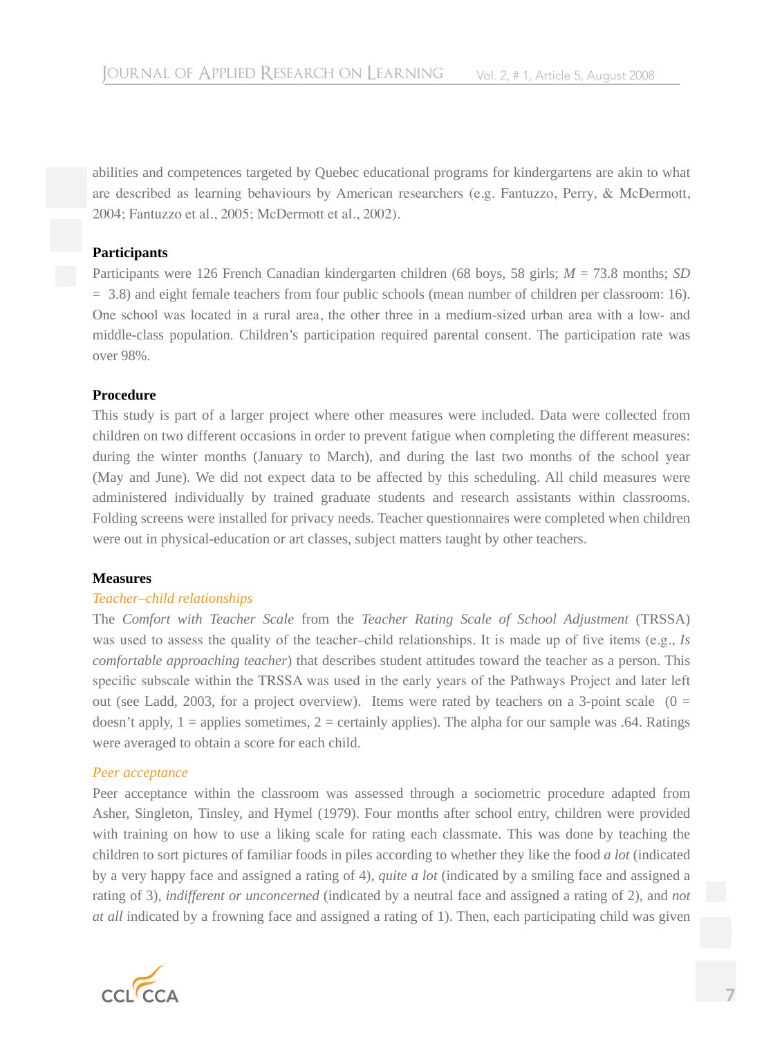abilities and competences targeted by Quebec educational programs for kindergartens are akin to what are described as learning behaviours by American researchers (e.g. Fantuzzo, Perry, & McDermott, 2004; Fantuzzo et al., 2005; McDermott et al., 2002).

### Participants

Participants were 126 French Canadian kindergarten children (68 boys, 58 girls; $M$ = 73.8 months; $SD$ = 3.8) and eight female teachers from four public schools (mean number of children per classroom: 16). One school was located in a rural area, the other three in a medium-sized urban area with a low- and middle-class population. Children's participation required parental consent. The participation rate was over 98%.

### Procedure

This study is part of a larger project where other measures were included. Data were collected from children on two different occasions in order to prevent fatigue when completing the different measures: during the winter months (January to March), and during the last two months of the school year (May and June). We did not expect data to be affected by this scheduling. All child measures were administered individually by trained graduate students and research assistants within classrooms. Folding screens were installed for privacy needs. Teacher questionnaires were completed when children were out in physical-education or art classes, subject matters taught by other teachers.

### Measures

#### *Teacher–child relationships*

The *Comfort with Teacher Scale* from the *Teacher Rating Scale of School Adjustment* (TRSSA) was used to assess the quality of the teacher–child relationships. It is made up of five items (e.g., *Is comfortable approaching teacher*) that describes student attitudes toward the teacher as a person. This specific subscale within the TRSSA was used in the early years of the Pathways Project and later left out (see Ladd, 2003, for a project overview). Items were rated by teachers on a 3-point scale (0 = doesn't apply, 1 = applies sometimes, 2 = certainly applies). The alpha for our sample was .64. Ratings were averaged to obtain a score for each child.

#### *Peer acceptance*

Peer acceptance within the classroom was assessed through a sociometric procedure adapted from Asher, Singleton, Tinsley, and Hymel (1979). Four months after school entry, children were provided with training on how to use a liking scale for rating each classmate. This was done by teaching the children to sort pictures of familiar foods in piles according to whether they like the food *a lot* (indicated by a very happy face and assigned a rating of 4), *quite a lot* (indicated by a smiling face and assigned a rating of 3), *indifferent or unconcerned* (indicated by a neutral face and assigned a rating of 2), and *not at all* indicated by a frowning face and assigned a rating of 1). Then, each participating child was given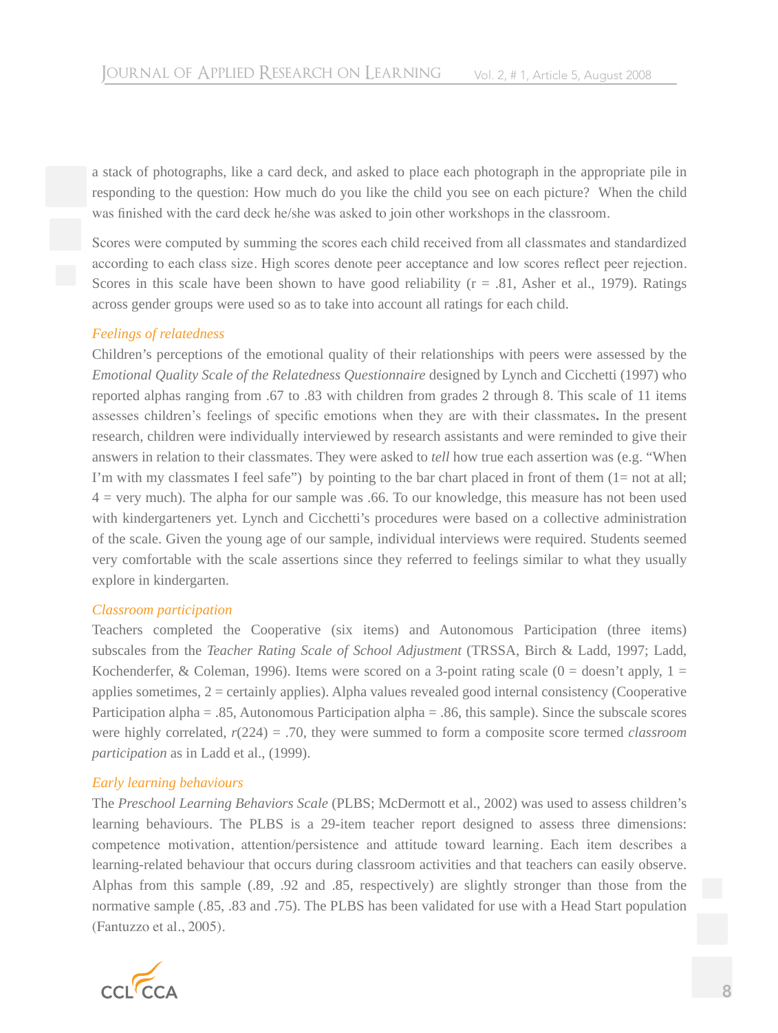a stack of photographs, like a card deck, and asked to place each photograph in the appropriate pile in responding to the question: How much do you like the child you see on each picture? When the child was finished with the card deck he/she was asked to join other workshops in the classroom.

Scores were computed by summing the scores each child received from all classmates and standardized according to each class size. High scores denote peer acceptance and low scores reflect peer rejection. Scores in this scale have been shown to have good reliability (r = .81, Asher et al., 1979). Ratings across gender groups were used so as to take into account all ratings for each child.

### *Feelings of relatedness*

Children's perceptions of the emotional quality of their relationships with peers were assessed by the *Emotional Quality Scale of the Relatedness Questionnaire* designed by Lynch and Cicchetti (1997) who reported alphas ranging from .67 to .83 with children from grades 2 through 8. This scale of 11 items assesses children's feelings of specific emotions when they are with their classmates**.** In the present research, children were individually interviewed by research assistants and were reminded to give their answers in relation to their classmates. They were asked to *tell* how true each assertion was (e.g. "When I'm with my classmates I feel safe") by pointing to the bar chart placed in front of them (1= not at all; 4 = very much). The alpha for our sample was .66. To our knowledge, this measure has not been used with kindergarteners yet. Lynch and Cicchetti's procedures were based on a collective administration of the scale. Given the young age of our sample, individual interviews were required. Students seemed very comfortable with the scale assertions since they referred to feelings similar to what they usually explore in kindergarten.

### *Classroom participation*

Teachers completed the Cooperative (six items) and Autonomous Participation (three items) subscales from the *Teacher Rating Scale of School Adjustment* (TRSSA, Birch & Ladd, 1997; Ladd, Kochenderfer, & Coleman, 1996). Items were scored on a 3-point rating scale (0 = doesn't apply, 1 = applies sometimes, 2 = certainly applies). Alpha values revealed good internal consistency (Cooperative Participation alpha = .85, Autonomous Participation alpha = .86, this sample). Since the subscale scores were highly correlated, $r(224) = .70$, they were summed to form a composite score termed *classroom participation* as in Ladd et al., (1999).

### *Early learning behaviours*

The *Preschool Learning Behaviors Scale* (PLBS; McDermott et al., 2002) was used to assess children's learning behaviours. The PLBS is a 29-item teacher report designed to assess three dimensions: competence motivation, attention/persistence and attitude toward learning. Each item describes a learning-related behaviour that occurs during classroom activities and that teachers can easily observe. Alphas from this sample (.89, .92 and .85, respectively) are slightly stronger than those from the normative sample (.85, .83 and .75). The PLBS has been validated for use with a Head Start population (Fantuzzo et al., 2005).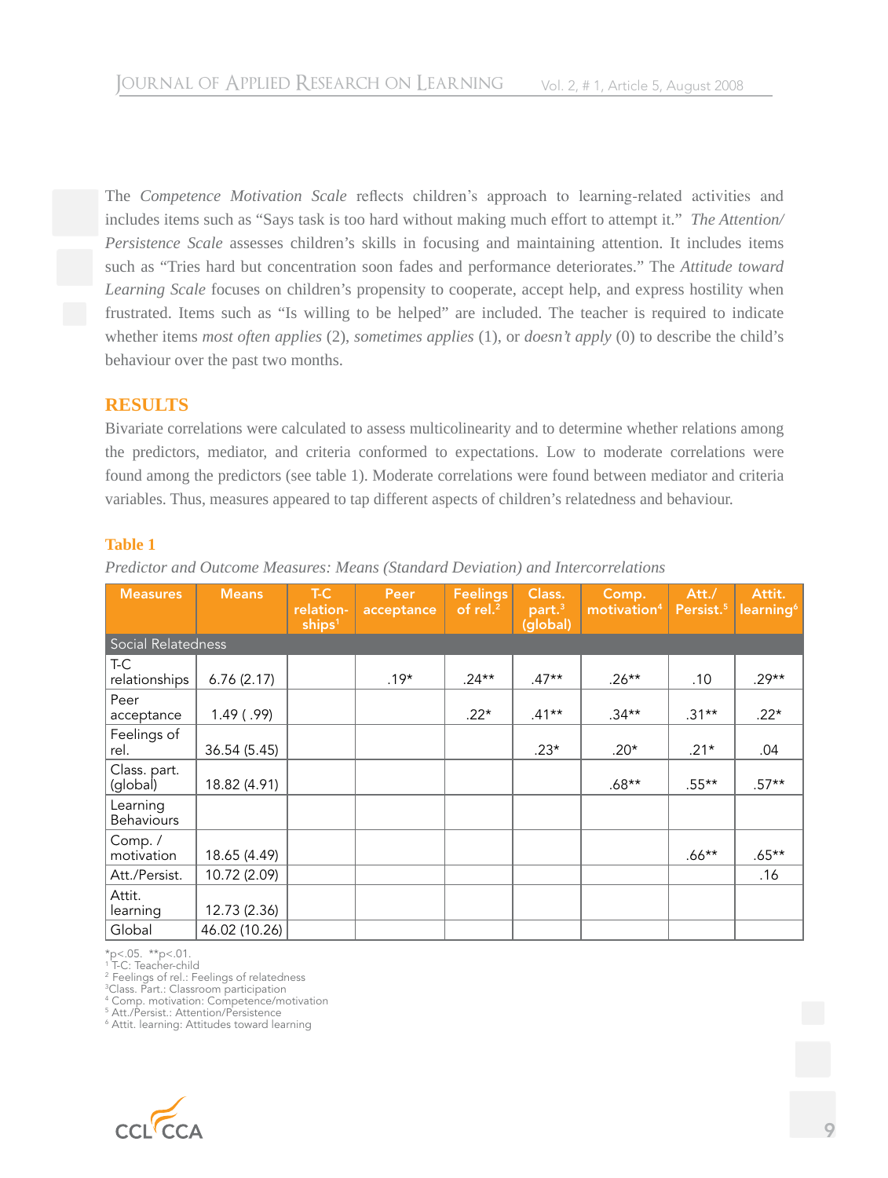The *Competence Motivation Scale* reflects children's approach to learning-related activities and includes items such as "Says task is too hard without making much effort to attempt it." *The Attention/Persistence Scale* assesses children's skills in focusing and maintaining attention. It includes items such as "Tries hard but concentration soon fades and performance deteriorates." The *Attitude toward Learning Scale* focuses on children's propensity to cooperate, accept help, and express hostility when frustrated. Items such as "Is willing to be helped" are included. The teacher is required to indicate whether items *most often applies* (2), *sometimes applies* (1), or *doesn't apply* (0) to describe the child's behaviour over the past two months.

## RESULTS

Bivariate correlations were calculated to assess multicolinearity and to determine whether relations among the predictors, mediator, and criteria conformed to expectations. Low to moderate correlations were found among the predictors (see table 1). Moderate correlations were found between mediator and criteria variables. Thus, measures appeared to tap different aspects of children's relatedness and behaviour.

**Table 1**

*Predictor and Outcome Measures: Means (Standard Deviation) and Intercorrelations*

| Measures | Means | T-C relation-ships[1] | Peer acceptance | Feelings of rel.[2] | Class. part.[3] (global) | Comp. motivation[4] | Att./ Persist.[5] | Attit. learning[6] |
|---|---|---|---|---|---|---|---|---|
| Social Relatedness | | | | | | | | |
| T-C relationships | 6.76 (2.17) | | .19* | .24** | .47** | .26** | .10 | .29** |
| Peer acceptance | 1.49 ( .99) | | | .22* | .41** | .34** | .31** | .22* |
| Feelings of rel. | 36.54 (5.45) | | | | .23* | .20* | .21* | .04 |
| Class. part. (global) | 18.82 (4.91) | | | | | .68** | .55** | .57** |
| Learning Behaviours | | | | | | | | |
| Comp. / motivation | 18.65 (4.49) | | | | | | .66** | .65** |
| Att./Persist. | 10.72 (2.09) | | | | | | | .16 |
| Attit. learning | 12.73 (2.36) | | | | | | | |
| Global | 46.02 (10.26) | | | | | | | |

*p<.05. **p<.01.
[1] T-C: Teacher-child
[2] Feelings of rel.: Feelings of relatedness
[3] Class. Part.: Classroom participation
[4] Comp. motivation: Competence/motivation
[5] Att./Persist.: Attention/Persistence
[6] Attit. learning: Attitudes toward learning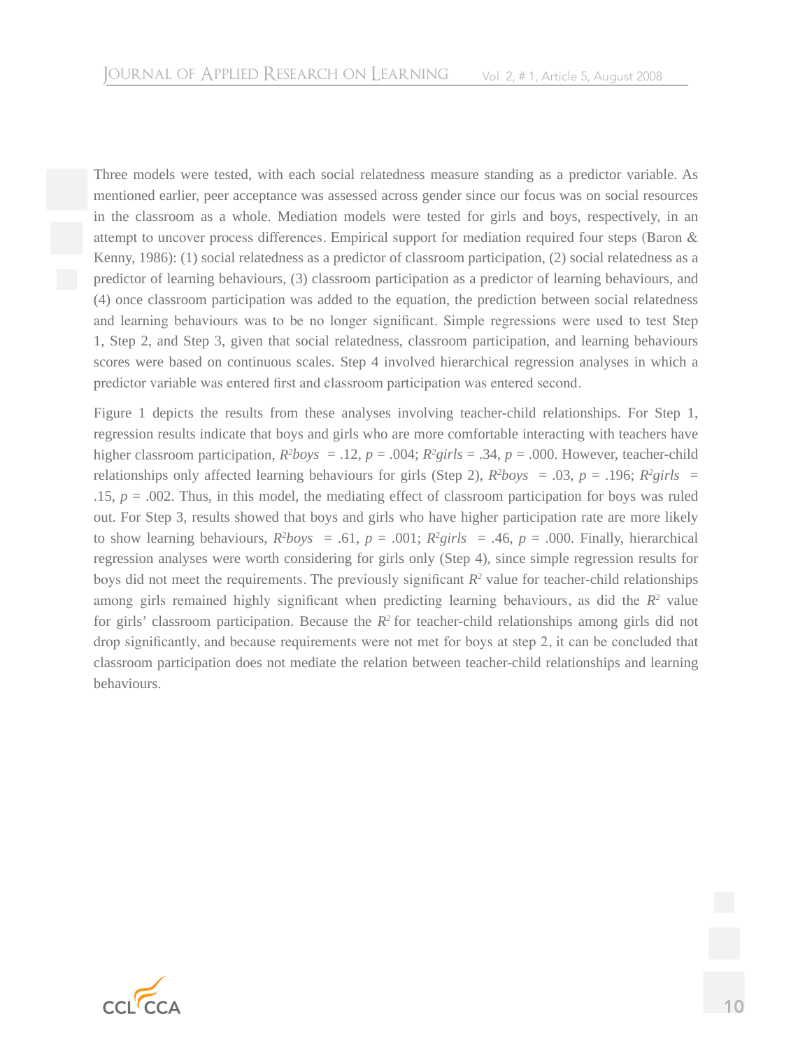Three models were tested, with each social relatedness measure standing as a predictor variable. As mentioned earlier, peer acceptance was assessed across gender since our focus was on social resources in the classroom as a whole. Mediation models were tested for girls and boys, respectively, in an attempt to uncover process differences. Empirical support for mediation required four steps (Baron & Kenny, 1986): (1) social relatedness as a predictor of classroom participation, (2) social relatedness as a predictor of learning behaviours, (3) classroom participation as a predictor of learning behaviours, and (4) once classroom participation was added to the equation, the prediction between social relatedness and learning behaviours was to be no longer significant. Simple regressions were used to test Step 1, Step 2, and Step 3, given that social relatedness, classroom participation, and learning behaviours scores were based on continuous scales. Step 4 involved hierarchical regression analyses in which a predictor variable was entered first and classroom participation was entered second.

Figure 1 depicts the results from these analyses involving teacher-child relationships. For Step 1, regression results indicate that boys and girls who are more comfortable interacting with teachers have higher classroom participation, $R^2boys = .12$, $p = .004$; $R^2girls = .34$, $p = .000$. However, teacher-child relationships only affected learning behaviours for girls (Step 2), $R^2boys = .03$, $p = .196$; $R^2girls = .15$, $p = .002$. Thus, in this model, the mediating effect of classroom participation for boys was ruled out. For Step 3, results showed that boys and girls who have higher participation rate are more likely to show learning behaviours, $R^2boys = .61$, $p = .001$; $R^2girls = .46$, $p = .000$. Finally, hierarchical regression analyses were worth considering for girls only (Step 4), since simple regression results for boys did not meet the requirements. The previously significant $R^2$ value for teacher-child relationships among girls remained highly significant when predicting learning behaviours, as did the $R^2$ value for girls' classroom participation. Because the $R^2$ for teacher-child relationships among girls did not drop significantly, and because requirements were not met for boys at step 2, it can be concluded that classroom participation does not mediate the relation between teacher-child relationships and learning behaviours.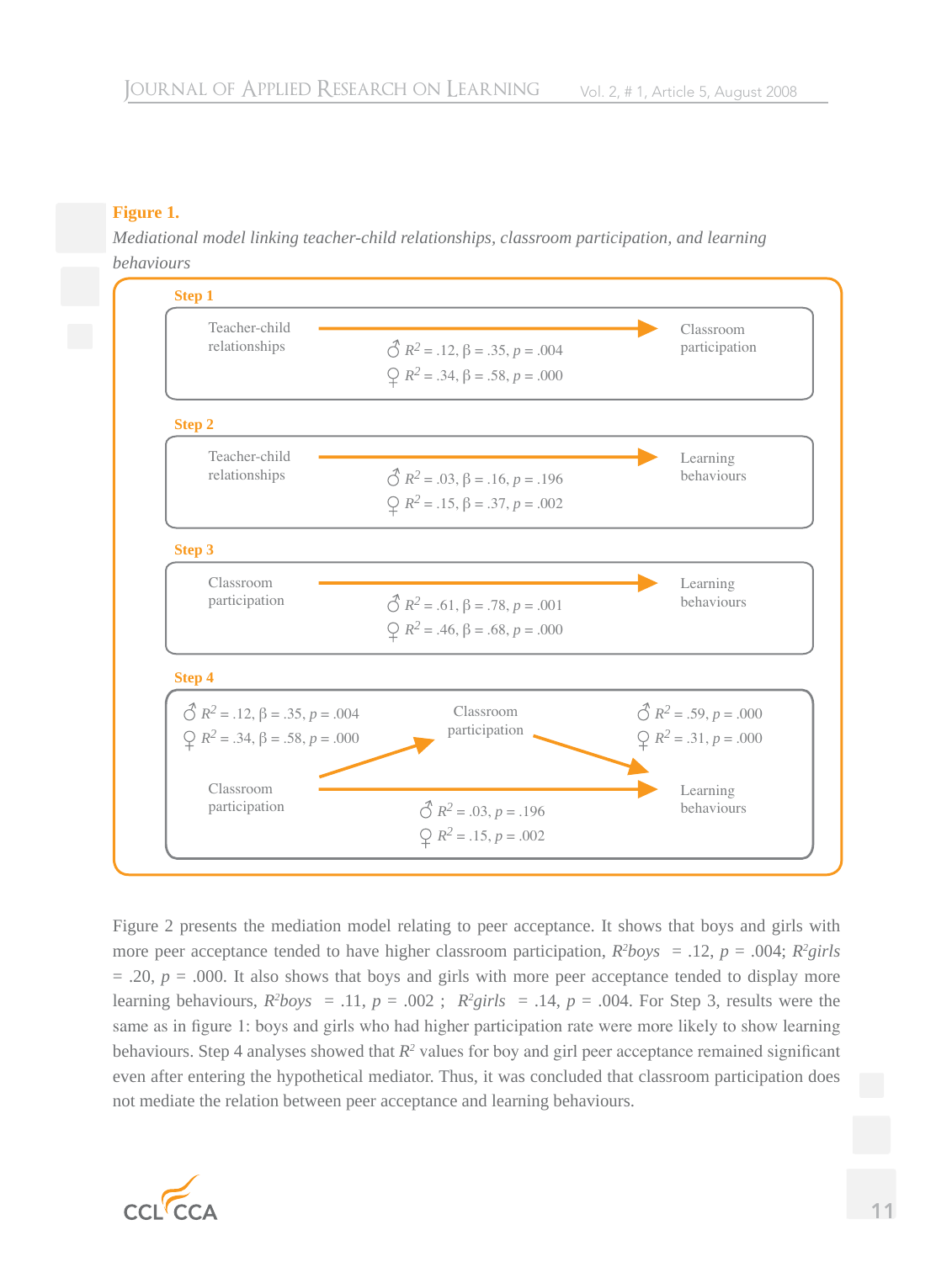**Figure 1.**

*Mediational model linking teacher-child relationships, classroom participation, and learning behaviours*

**Step 1**

Teacher-child relationships → Classroom participation

♂ $R^2 = .12$, $\beta = .35$, $p = .004$

♀ $R^2 = .34$, $\beta = .58$, $p = .000$

**Step 2**

Teacher-child relationships → Learning behaviours

♂ $R^2 = .03$, $\beta = .16$, $p = .196$

♀ $R^2 = .15$, $\beta = .37$, $p = .002$

**Step 3**

Classroom participation → Learning behaviours

♂ $R^2 = .61$, $\beta = .78$, $p = .001$

♀ $R^2 = .46$, $\beta = .68$, $p = .000$

**Step 4**

Classroom participation → Classroom participation: ♂ $R^2 = .12$, $\beta = .35$, $p = .004$; ♀ $R^2 = .34$, $\beta = .58$, $p = .000$

Classroom participation → Learning behaviours: ♂ $R^2 = .59$, $p = .000$; ♀ $R^2 = .31$, $p = .000$

Classroom participation → Learning behaviours: ♂ $R^2 = .03$, $p = .196$; ♀ $R^2 = .15$, $p = .002$

Figure 2 presents the mediation model relating to peer acceptance. It shows that boys and girls with more peer acceptance tended to have higher classroom participation, $R^2 boys = .12$, $p = .004$; $R^2 girls = .20$, $p = .000$. It also shows that boys and girls with more peer acceptance tended to display more learning behaviours, $R^2 boys = .11$, $p = .002$ ; $R^2 girls = .14$, $p = .004$. For Step 3, results were the same as in figure 1: boys and girls who had higher participation rate were more likely to show learning behaviours. Step 4 analyses showed that $R^2$ values for boy and girl peer acceptance remained significant even after entering the hypothetical mediator. Thus, it was concluded that classroom participation does not mediate the relation between peer acceptance and learning behaviours.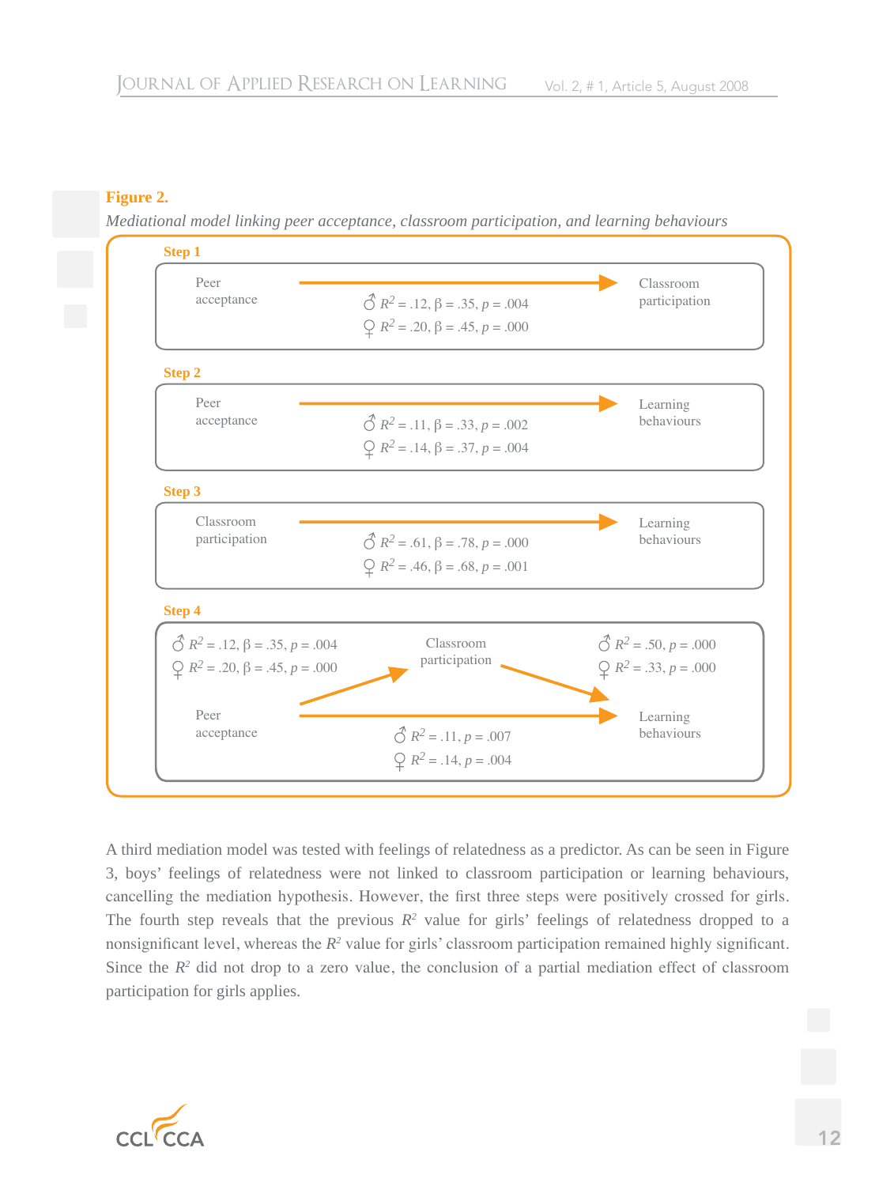**Figure 2.**

*Mediational model linking peer acceptance, classroom participation, and learning behaviours*

**Step 1**

Peer acceptance → Classroom participation

♂ $R^2$ = .12, β = .35, $p$ = .004
♀ $R^2$ = .20, β = .45, $p$ = .000

**Step 2**

Peer acceptance → Learning behaviours

♂ $R^2$ = .11, β = .33, $p$ = .002
♀ $R^2$ = .14, β = .37, $p$ = .004

**Step 3**

Classroom participation → Learning behaviours

♂ $R^2$ = .61, β = .78, $p$ = .000
♀ $R^2$ = .46, β = .68, $p$ = .001

**Step 4**

Peer acceptance → Classroom participation
♂ $R^2$ = .12, β = .35, $p$ = .004
♀ $R^2$ = .20, β = .45, $p$ = .000

Classroom participation → Learning behaviours
♂ $R^2$ = .50, $p$ = .000
♀ $R^2$ = .33, $p$ = .000

Peer acceptance → Learning behaviours
♂ $R^2$ = .11, $p$ = .007
♀ $R^2$ = .14, $p$ = .004

A third mediation model was tested with feelings of relatedness as a predictor. As can be seen in Figure 3, boys' feelings of relatedness were not linked to classroom participation or learning behaviours, cancelling the mediation hypothesis. However, the first three steps were positively crossed for girls. The fourth step reveals that the previous $R^2$ value for girls' feelings of relatedness dropped to a nonsignificant level, whereas the $R^2$ value for girls' classroom participation remained highly significant. Since the $R^2$ did not drop to a zero value, the conclusion of a partial mediation effect of classroom participation for girls applies.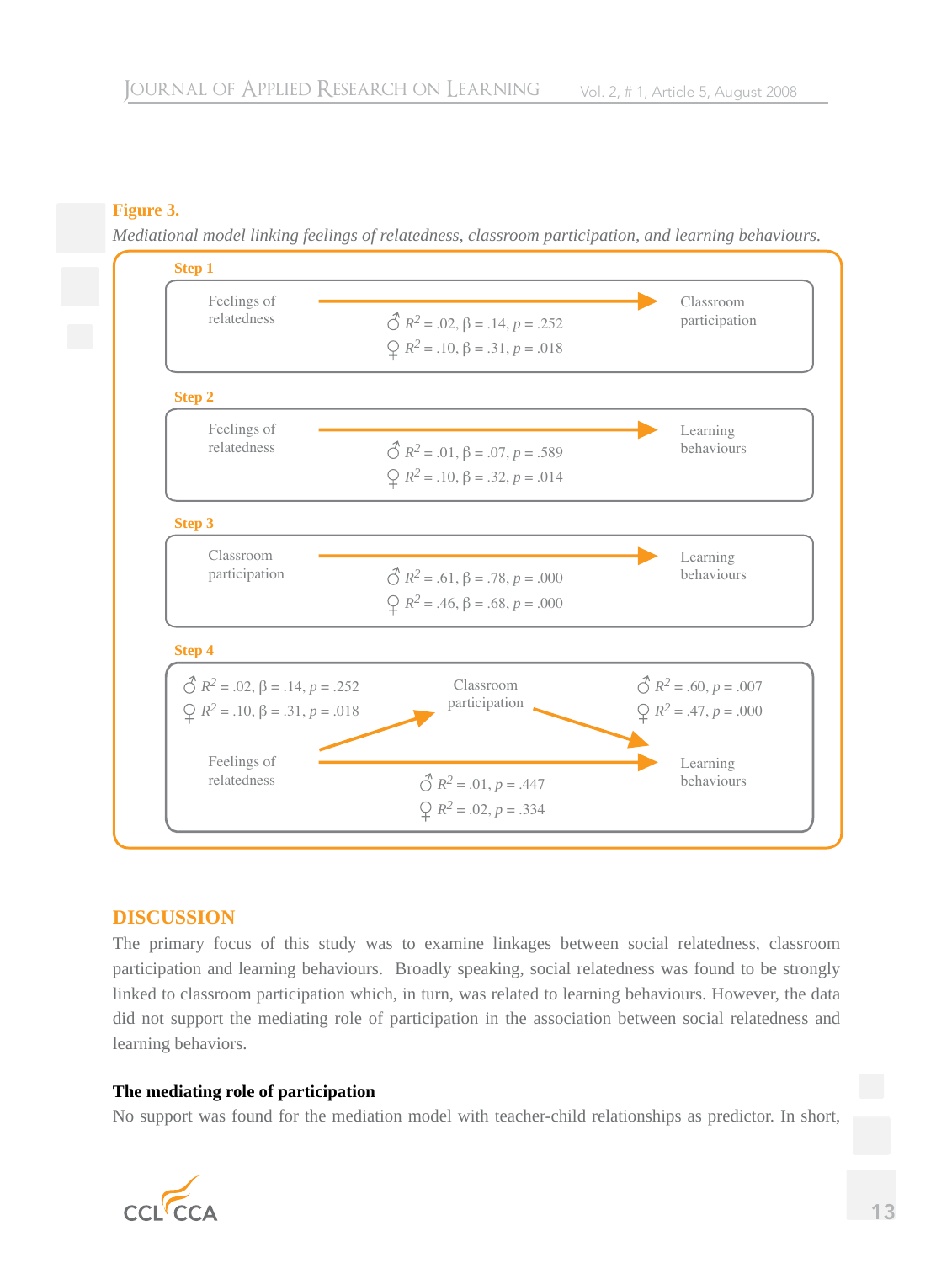**Figure 3.**

*Mediational model linking feelings of relatedness, classroom participation, and learning behaviours.*

**Step 1**

Feelings of relatedness → Classroom participation

♂ $R^2 = .02$, $\beta = .14$, $p = .252$

♀ $R^2 = .10$, $\beta = .31$, $p = .018$

**Step 2**

Feelings of relatedness → Learning behaviours

♂ $R^2 = .01$, $\beta = .07$, $p = .589$

♀ $R^2 = .10$, $\beta = .32$, $p = .014$

**Step 3**

Classroom participation → Learning behaviours

♂ $R^2 = .61$, $\beta = .78$, $p = .000$

♀ $R^2 = .46$, $\beta = .68$, $p = .000$

**Step 4**

Feelings of relatedness → Classroom participation

♂ $R^2 = .02$, $\beta = .14$, $p = .252$

♀ $R^2 = .10$, $\beta = .31$, $p = .018$

Classroom participation → Learning behaviours

♂ $R^2 = .60$, $p = .007$

♀ $R^2 = .47$, $p = .000$

Feelings of relatedness → Learning behaviours

♂ $R^2 = .01$, $p = .447$

♀ $R^2 = .02$, $p = .334$

## DISCUSSION

The primary focus of this study was to examine linkages between social relatedness, classroom participation and learning behaviours. Broadly speaking, social relatedness was found to be strongly linked to classroom participation which, in turn, was related to learning behaviours. However, the data did not support the mediating role of participation in the association between social relatedness and learning behaviors.

### The mediating role of participation

No support was found for the mediation model with teacher-child relationships as predictor. In short,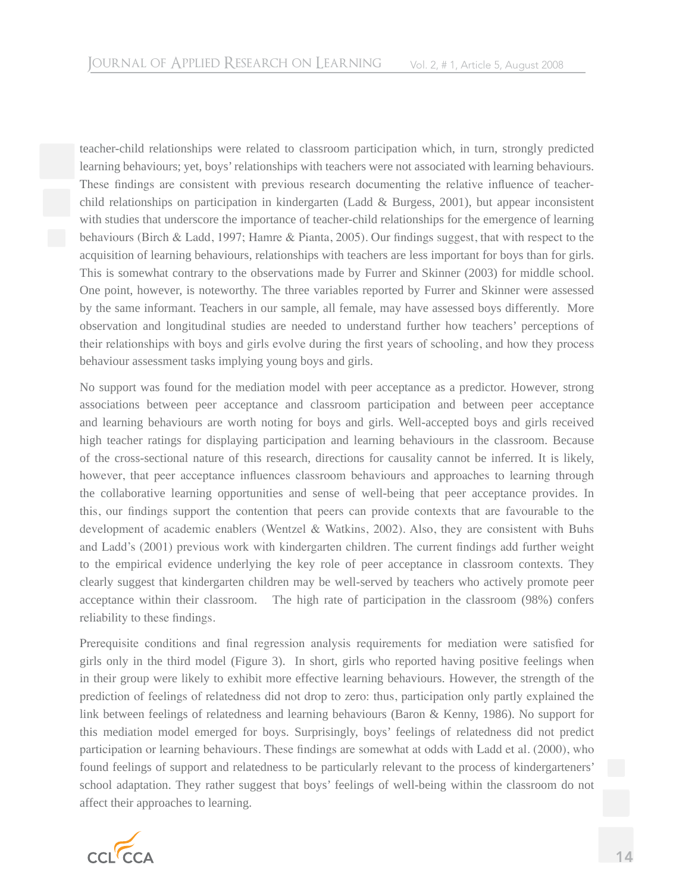teacher-child relationships were related to classroom participation which, in turn, strongly predicted learning behaviours; yet, boys' relationships with teachers were not associated with learning behaviours. These findings are consistent with previous research documenting the relative influence of teacher-child relationships on participation in kindergarten (Ladd & Burgess, 2001), but appear inconsistent with studies that underscore the importance of teacher-child relationships for the emergence of learning behaviours (Birch & Ladd, 1997; Hamre & Pianta, 2005). Our findings suggest, that with respect to the acquisition of learning behaviours, relationships with teachers are less important for boys than for girls. This is somewhat contrary to the observations made by Furrer and Skinner (2003) for middle school. One point, however, is noteworthy. The three variables reported by Furrer and Skinner were assessed by the same informant. Teachers in our sample, all female, may have assessed boys differently. More observation and longitudinal studies are needed to understand further how teachers' perceptions of their relationships with boys and girls evolve during the first years of schooling, and how they process behaviour assessment tasks implying young boys and girls.

No support was found for the mediation model with peer acceptance as a predictor. However, strong associations between peer acceptance and classroom participation and between peer acceptance and learning behaviours are worth noting for boys and girls. Well-accepted boys and girls received high teacher ratings for displaying participation and learning behaviours in the classroom. Because of the cross-sectional nature of this research, directions for causality cannot be inferred. It is likely, however, that peer acceptance influences classroom behaviours and approaches to learning through the collaborative learning opportunities and sense of well-being that peer acceptance provides. In this, our findings support the contention that peers can provide contexts that are favourable to the development of academic enablers (Wentzel & Watkins, 2002). Also, they are consistent with Buhs and Ladd's (2001) previous work with kindergarten children. The current findings add further weight to the empirical evidence underlying the key role of peer acceptance in classroom contexts. They clearly suggest that kindergarten children may be well-served by teachers who actively promote peer acceptance within their classroom. The high rate of participation in the classroom (98%) confers reliability to these findings.

Prerequisite conditions and final regression analysis requirements for mediation were satisfied for girls only in the third model (Figure 3). In short, girls who reported having positive feelings when in their group were likely to exhibit more effective learning behaviours. However, the strength of the prediction of feelings of relatedness did not drop to zero: thus, participation only partly explained the link between feelings of relatedness and learning behaviours (Baron & Kenny, 1986). No support for this mediation model emerged for boys. Surprisingly, boys' feelings of relatedness did not predict participation or learning behaviours. These findings are somewhat at odds with Ladd et al. (2000), who found feelings of support and relatedness to be particularly relevant to the process of kindergarteners' school adaptation. They rather suggest that boys' feelings of well-being within the classroom do not affect their approaches to learning.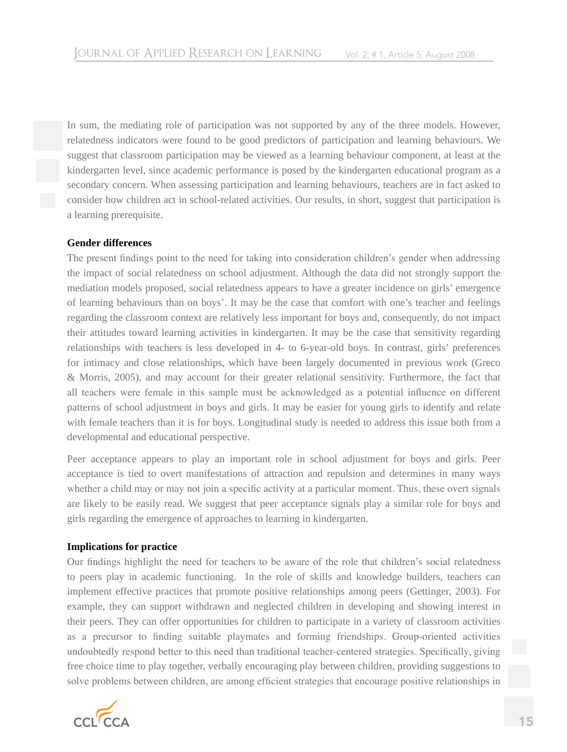In sum, the mediating role of participation was not supported by any of the three models. However, relatedness indicators were found to be good predictors of participation and learning behaviours. We suggest that classroom participation may be viewed as a learning behaviour component, at least at the kindergarten level, since academic performance is posed by the kindergarten educational program as a secondary concern. When assessing participation and learning behaviours, teachers are in fact asked to consider how children act in school-related activities. Our results, in short, suggest that participation is a learning prerequisite.

**Gender differences**

The present findings point to the need for taking into consideration children's gender when addressing the impact of social relatedness on school adjustment. Although the data did not strongly support the mediation models proposed, social relatedness appears to have a greater incidence on girls' emergence of learning behaviours than on boys'. It may be the case that comfort with one's teacher and feelings regarding the classroom context are relatively less important for boys and, consequently, do not impact their attitudes toward learning activities in kindergarten. It may be the case that sensitivity regarding relationships with teachers is less developed in 4- to 6-year-old boys. In contrast, girls' preferences for intimacy and close relationships, which have been largely documented in previous work (Greco & Morris, 2005), and may account for their greater relational sensitivity. Furthermore, the fact that all teachers were female in this sample must be acknowledged as a potential influence on different patterns of school adjustment in boys and girls. It may be easier for young girls to identify and relate with female teachers than it is for boys. Longitudinal study is needed to address this issue both from a developmental and educational perspective.

Peer acceptance appears to play an important role in school adjustment for boys and girls. Peer acceptance is tied to overt manifestations of attraction and repulsion and determines in many ways whether a child may or may not join a specific activity at a particular moment. Thus, these overt signals are likely to be easily read. We suggest that peer acceptance signals play a similar role for boys and girls regarding the emergence of approaches to learning in kindergarten.

**Implications for practice**

Our findings highlight the need for teachers to be aware of the role that children's social relatedness to peers play in academic functioning. In the role of skills and knowledge builders, teachers can implement effective practices that promote positive relationships among peers (Gettinger, 2003). For example, they can support withdrawn and neglected children in developing and showing interest in their peers. They can offer opportunities for children to participate in a variety of classroom activities as a precursor to finding suitable playmates and forming friendships. Group-oriented activities undoubtedly respond better to this need than traditional teacher-centered strategies. Specifically, giving free choice time to play together, verbally encouraging play between children, providing suggestions to solve problems between children, are among efficient strategies that encourage positive relationships in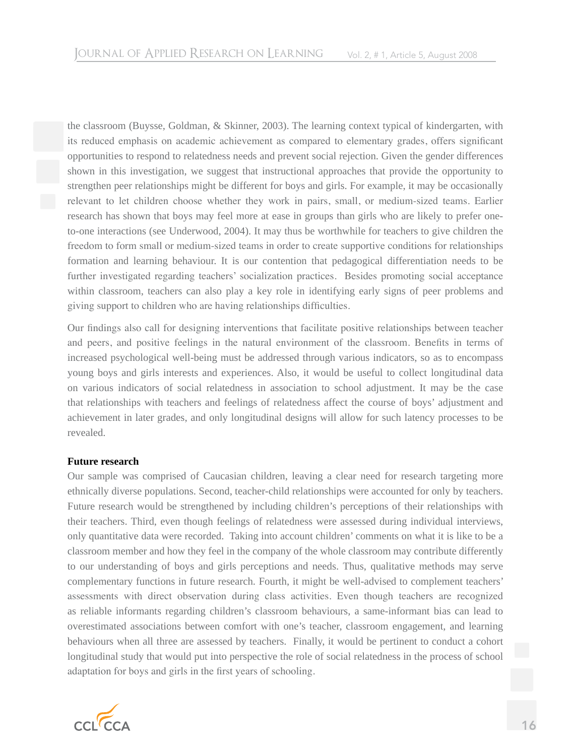the classroom (Buysse, Goldman, & Skinner, 2003). The learning context typical of kindergarten, with its reduced emphasis on academic achievement as compared to elementary grades, offers significant opportunities to respond to relatedness needs and prevent social rejection. Given the gender differences shown in this investigation, we suggest that instructional approaches that provide the opportunity to strengthen peer relationships might be different for boys and girls. For example, it may be occasionally relevant to let children choose whether they work in pairs, small, or medium-sized teams. Earlier research has shown that boys may feel more at ease in groups than girls who are likely to prefer one-to-one interactions (see Underwood, 2004). It may thus be worthwhile for teachers to give children the freedom to form small or medium-sized teams in order to create supportive conditions for relationships formation and learning behaviour. It is our contention that pedagogical differentiation needs to be further investigated regarding teachers' socialization practices. Besides promoting social acceptance within classroom, teachers can also play a key role in identifying early signs of peer problems and giving support to children who are having relationships difficulties.

Our findings also call for designing interventions that facilitate positive relationships between teacher and peers, and positive feelings in the natural environment of the classroom. Benefits in terms of increased psychological well-being must be addressed through various indicators, so as to encompass young boys and girls interests and experiences. Also, it would be useful to collect longitudinal data on various indicators of social relatedness in association to school adjustment. It may be the case that relationships with teachers and feelings of relatedness affect the course of boys' adjustment and achievement in later grades, and only longitudinal designs will allow for such latency processes to be revealed.

**Future research**

Our sample was comprised of Caucasian children, leaving a clear need for research targeting more ethnically diverse populations. Second, teacher-child relationships were accounted for only by teachers. Future research would be strengthened by including children's perceptions of their relationships with their teachers. Third, even though feelings of relatedness were assessed during individual interviews, only quantitative data were recorded. Taking into account children' comments on what it is like to be a classroom member and how they feel in the company of the whole classroom may contribute differently to our understanding of boys and girls perceptions and needs. Thus, qualitative methods may serve complementary functions in future research. Fourth, it might be well-advised to complement teachers' assessments with direct observation during class activities. Even though teachers are recognized as reliable informants regarding children's classroom behaviours, a same-informant bias can lead to overestimated associations between comfort with one's teacher, classroom engagement, and learning behaviours when all three are assessed by teachers. Finally, it would be pertinent to conduct a cohort longitudinal study that would put into perspective the role of social relatedness in the process of school adaptation for boys and girls in the first years of schooling.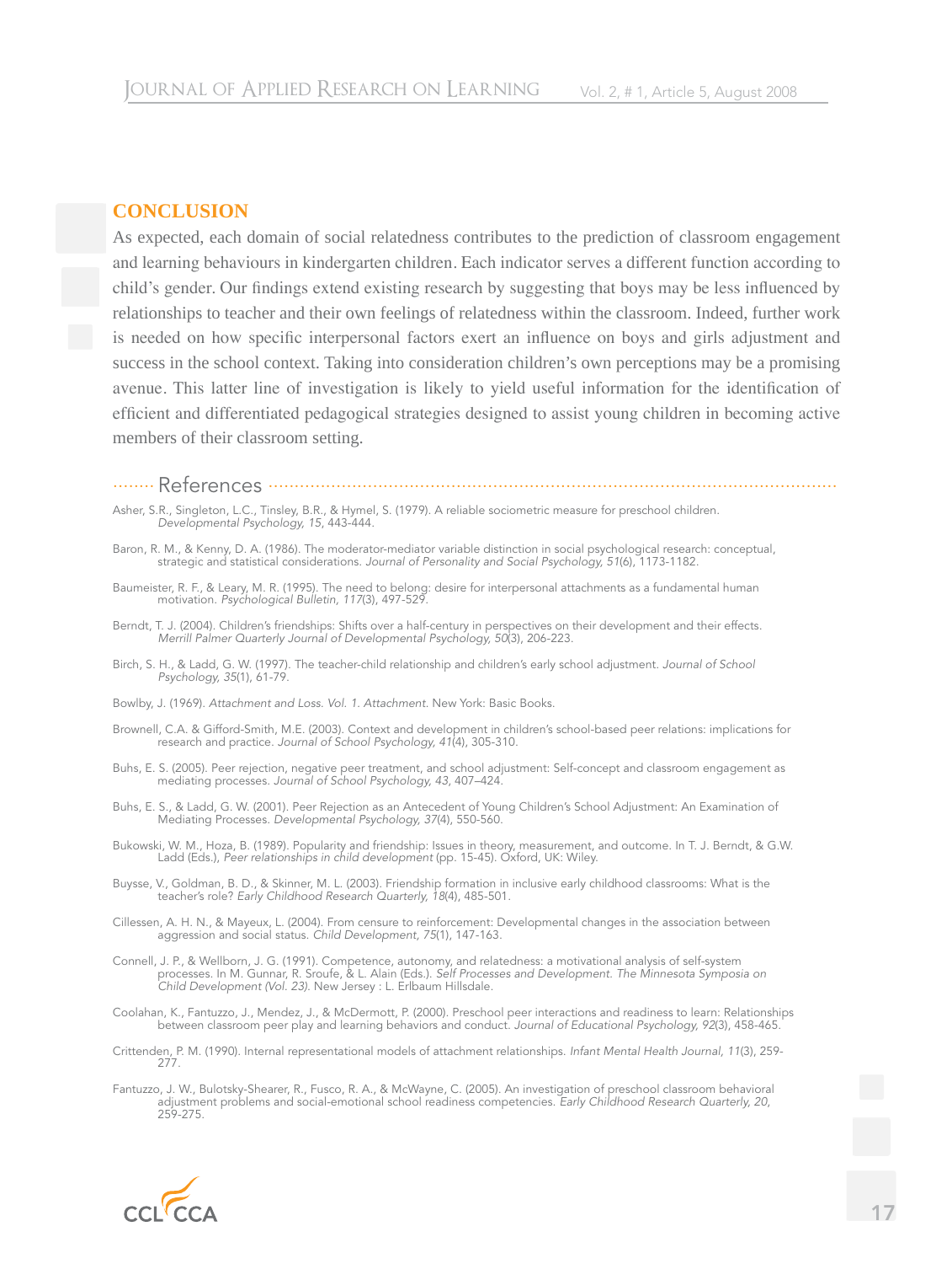## CONCLUSION

As expected, each domain of social relatedness contributes to the prediction of classroom engagement and learning behaviours in kindergarten children. Each indicator serves a different function according to child's gender. Our findings extend existing research by suggesting that boys may be less influenced by relationships to teacher and their own feelings of relatedness within the classroom. Indeed, further work is needed on how specific interpersonal factors exert an influence on boys and girls adjustment and success in the school context. Taking into consideration children's own perceptions may be a promising avenue. This latter line of investigation is likely to yield useful information for the identification of efficient and differentiated pedagogical strategies designed to assist young children in becoming active members of their classroom setting.

## References

Asher, S.R., Singleton, L.C., Tinsley, B.R., & Hymel, S. (1979). A reliable sociometric measure for preschool children. *Developmental Psychology, 15*, 443-444.

Baron, R. M., & Kenny, D. A. (1986). The moderator-mediator variable distinction in social psychological research: conceptual, strategic and statistical considerations. *Journal of Personality and Social Psychology, 51*(6), 1173-1182.

Baumeister, R. F., & Leary, M. R. (1995). The need to belong: desire for interpersonal attachments as a fundamental human motivation. *Psychological Bulletin, 117*(3), 497-529.

Berndt, T. J. (2004). Children's friendships: Shifts over a half-century in perspectives on their development and their effects. *Merrill Palmer Quarterly Journal of Developmental Psychology, 50*(3), 206-223.

Birch, S. H., & Ladd, G. W. (1997). The teacher-child relationship and children's early school adjustment. *Journal of School Psychology, 35*(1), 61-79.

Bowlby, J. (1969). *Attachment and Loss. Vol. 1. Attachment*. New York: Basic Books.

Brownell, C.A. & Gifford-Smith, M.E. (2003). Context and development in children's school-based peer relations: implications for research and practice. *Journal of School Psychology, 41*(4), 305-310.

Buhs, E. S. (2005). Peer rejection, negative peer treatment, and school adjustment: Self-concept and classroom engagement as mediating processes. *Journal of School Psychology, 43*, 407–424.

Buhs, E. S., & Ladd, G. W. (2001). Peer Rejection as an Antecedent of Young Children's School Adjustment: An Examination of Mediating Processes. *Developmental Psychology, 37*(4), 550-560.

Bukowski, W. M., Hoza, B. (1989). Popularity and friendship: Issues in theory, measurement, and outcome. In T. J. Berndt, & G.W. Ladd (Eds.), *Peer relationships in child development* (pp. 15-45). Oxford, UK: Wiley.

Buysse, V., Goldman, B. D., & Skinner, M. L. (2003). Friendship formation in inclusive early childhood classrooms: What is the teacher's role? *Early Childhood Research Quarterly, 18*(4), 485-501.

Cillessen, A. H. N., & Mayeux, L. (2004). From censure to reinforcement: Developmental changes in the association between aggression and social status. *Child Development, 75*(1), 147-163.

Connell, J. P., & Wellborn, J. G. (1991). Competence, autonomy, and relatedness: a motivational analysis of self-system processes. In M. Gunnar, R. Sroufe, & L. Alain (Eds.). *Self Processes and Development. The Minnesota Symposia on Child Development (Vol. 23).* New Jersey : L. Erlbaum Hillsdale.

Coolahan, K., Fantuzzo, J., Mendez, J., & McDermott, P. (2000). Preschool peer interactions and readiness to learn: Relationships between classroom peer play and learning behaviors and conduct. *Journal of Educational Psychology, 92*(3), 458-465.

Crittenden, P. M. (1990). Internal representational models of attachment relationships. *Infant Mental Health Journal, 11*(3), 259-277.

Fantuzzo, J. W., Bulotsky-Shearer, R., Fusco, R. A., & McWayne, C. (2005). An investigation of preschool classroom behavioral adjustment problems and social-emotional school readiness competencies. *Early Childhood Research Quarterly, 20*, 259-275.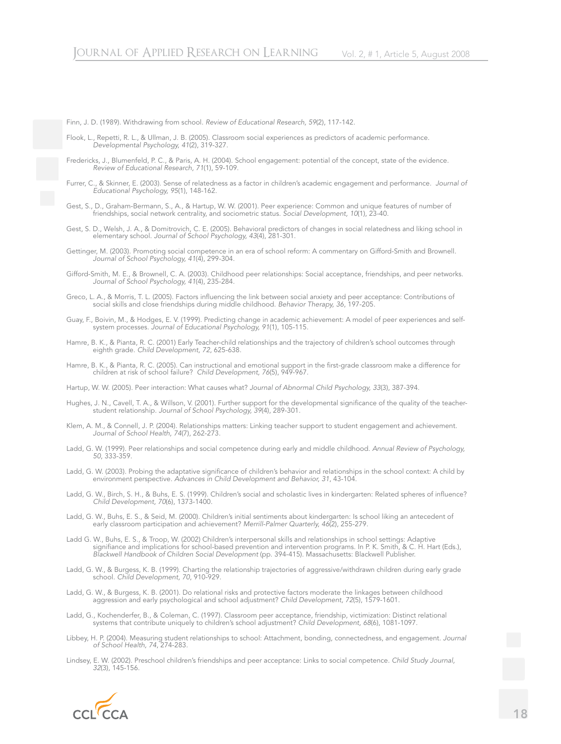Finn, J. D. (1989). Withdrawing from school. *Review of Educational Research, 59*(2), 117-142.

Flook, L., Repetti, R. L., & Ullman, J. B. (2005). Classroom social experiences as predictors of academic performance. *Developmental Psychology, 41*(2), 319-327.

Fredericks, J., Blumenfeld, P. C., & Paris, A. H. (2004). School engagement: potential of the concept, state of the evidence. *Review of Educational Research, 71*(1), 59-109.

Furrer, C., & Skinner, E. (2003). Sense of relatedness as a factor in children's academic engagement and performance. *Journal of Educational Psychology, 95*(1), 148-162.

Gest, S., D., Graham-Bermann, S., A., & Hartup, W. W. (2001). Peer experience: Common and unique features of number of friendships, social network centrality, and sociometric status. *Social Development, 10*(1), 23-40.

Gest, S. D., Welsh, J. A., & Domitrovich, C. E. (2005). Behavioral predictors of changes in social relatedness and liking school in elementary school. *Journal of School Psychology, 43*(4), 281-301.

Gettinger, M. (2003). Promoting social competence in an era of school reform: A commentary on Gifford-Smith and Brownell. *Journal of School Psychology, 41*(4), 299-304.

Gifford-Smith, M. E., & Brownell, C. A. (2003). Childhood peer relationships: Social acceptance, friendships, and peer networks. *Journal of School Psychology, 41*(4), 235-284.

Greco, L. A., & Morris, T. L. (2005). Factors influencing the link between social anxiety and peer acceptance: Contributions of social skills and close friendships during middle childhood. *Behavior Therapy, 36*, 197-205.

Guay, F., Boivin, M., & Hodges, E. V. (1999). Predicting change in academic achievement: A model of peer experiences and self-system processes. *Journal of Educational Psychology, 91*(1), 105-115.

Hamre, B. K., & Pianta, R. C. (2001) Early Teacher-child relationships and the trajectory of children's school outcomes through eighth grade. *Child Development, 72*, 625-638.

Hamre, B. K., & Pianta, R. C. (2005). Can instructional and emotional support in the first-grade classroom make a difference for children at risk of school failure? *Child Development, 76*(5), 949-967.

Hartup, W. W. (2005). Peer interaction: What causes what? *Journal of Abnormal Child Psychology, 33*(3), 387-394.

Hughes, J. N., Cavell, T. A., & Willson, V. (2001). Further support for the developmental significance of the quality of the teacher-student relationship. *Journal of School Psychology, 39*(4), 289-301.

Klem, A. M., & Connell, J. P. (2004). Relationships matters: Linking teacher support to student engagement and achievement. *Journal of School Health, 74*(7), 262-273.

Ladd, G. W. (1999). Peer relationships and social competence during early and middle childhood. *Annual Review of Psychology, 50*, 333-359.

Ladd, G. W. (2003). Probing the adaptative significance of children's behavior and relationships in the school context: A child by environment perspective. *Advances in Child Development and Behavior, 31*, 43-104.

Ladd, G. W., Birch, S. H., & Buhs, E. S. (1999). Children's social and scholastic lives in kindergarten: Related spheres of influence? *Child Development, 70*(6), 1373-1400.

Ladd, G. W., Buhs, E. S., & Seid, M. (2000). Children's initial sentiments about kindergarten: Is school liking an antecedent of early classroom participation and achievement? *Merrill-Palmer Quarterly, 46*(2), 255-279.

Ladd G. W., Buhs, E. S., & Troop, W. (2002) Children's interpersonal skills and relationships in school settings: Adaptive signifiance and implications for school-based prevention and intervention programs. In P. K. Smith, & C. H. Hart (Eds.), *Blackwell Handbook of Children Social Development* (pp. 394-415). Massachusetts: Blackwell Publisher.

Ladd, G. W., & Burgess, K. B. (1999). Charting the relationship trajectories of aggressive/withdrawn children during early grade school. *Child Development, 70*, 910-929.

Ladd, G. W., & Burgess, K. B. (2001). Do relational risks and protective factors moderate the linkages between childhood aggression and early psychological and school adjustment? *Child Development, 72*(5), 1579-1601.

Ladd, G., Kochenderfer, B., & Coleman, C. (1997). Classroom peer acceptance, friendship, victimization: Distinct relational systems that contribute uniquely to children's school adjustment? *Child Development, 68*(6), 1081-1097.

Libbey, H. P. (2004). Measuring student relationships to school: Attachment, bonding, connectedness, and engagement. *Journal of School Health, 74*, 274-283.

Lindsey, E. W. (2002). Preschool children's friendships and peer acceptance: Links to social competence. *Child Study Journal, 32*(3), 145-156.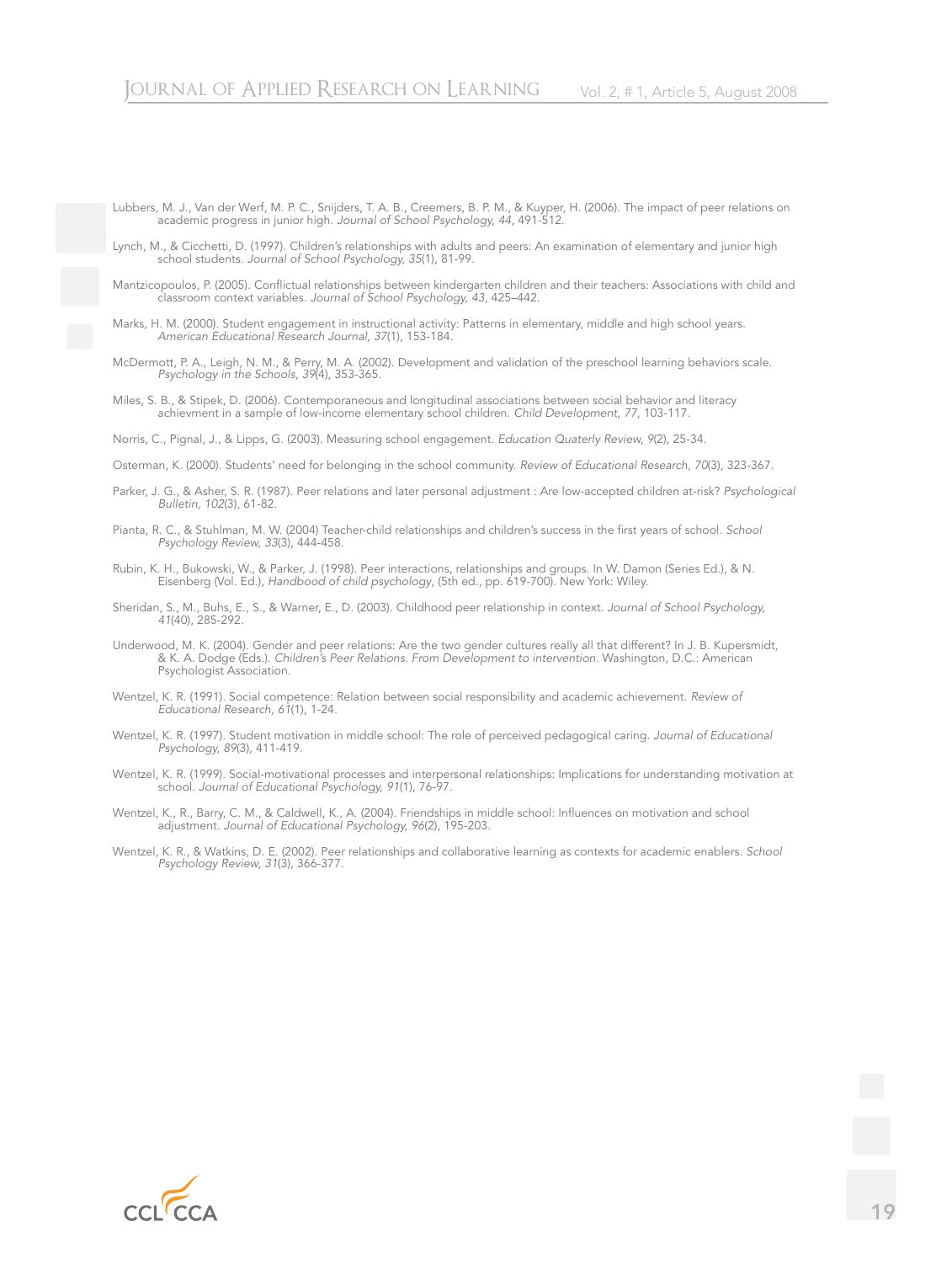Lubbers, M. J., Van der Werf, M. P. C., Snijders, T. A. B., Creemers, B. P. M., & Kuyper, H. (2006). The impact of peer relations on academic progress in junior high. *Journal of School Psychology, 44*, 491-512.

Lynch, M., & Cicchetti, D. (1997). Children's relationships with adults and peers: An examination of elementary and junior high school students. *Journal of School Psychology, 35*(1), 81-99.

Mantzicopoulos, P. (2005). Conflictual relationships between kindergarten children and their teachers: Associations with child and classroom context variables. *Journal of School Psychology, 43*, 425–442.

Marks, H. M. (2000). Student engagement in instructional activity: Patterns in elementary, middle and high school years. *American Educational Research Journal, 37*(1), 153-184.

McDermott, P. A., Leigh, N. M., & Perry, M. A. (2002). Development and validation of the preschool learning behaviors scale. *Psychology in the Schools, 39*(4), 353-365.

Miles, S. B., & Stipek, D. (2006). Contemporaneous and longitudinal associations between social behavior and literacy achievment in a sample of low-income elementary school children. *Child Development, 77*, 103-117.

Norris, C., Pignal, J., & Lipps, G. (2003). Measuring school engagement. *Education Quaterly Review, 9*(2), 25-34.

Osterman, K. (2000). Students' need for belonging in the school community. *Review of Educational Research, 70*(3), 323-367.

Parker, J. G., & Asher, S. R. (1987). Peer relations and later personal adjustment : Are low-accepted children at-risk? *Psychological Bulletin, 102*(3), 61-82.

Pianta, R. C., & Stuhlman, M. W. (2004) Teacher-child relationships and children's success in the first years of school. *School Psychology Review, 33*(3), 444-458.

Rubin, K. H., Bukowski, W., & Parker, J. (1998). Peer interactions, relationships and groups. In W. Damon (Series Ed.), & N. Eisenberg (Vol. Ed.), *Handbood of child psychology*, (5th ed., pp. 619-700). New York: Wiley.

Sheridan, S., M., Buhs, E., S., & Warner, E., D. (2003). Childhood peer relationship in context. *Journal of School Psychology, 41*(40), 285-292.

Underwood, M. K. (2004). Gender and peer relations: Are the two gender cultures really all that different? In J. B. Kupersmidt, & K. A. Dodge (Eds.). *Children's Peer Relations. From Development to intervention.* Washington, D.C.: American Psychologist Association.

Wentzel, K. R. (1991). Social competence: Relation between social responsibility and academic achievement. *Review of Educational Research, 61*(1), 1-24.

Wentzel, K. R. (1997). Student motivation in middle school: The role of perceived pedagogical caring. *Journal of Educational Psychology, 89*(3), 411-419.

Wentzel, K. R. (1999). Social-motivational processes and interpersonal relationships: Implications for understanding motivation at school. *Journal of Educational Psychology, 91*(1), 76-97.

Wentzel, K., R., Barry, C. M., & Caldwell, K., A. (2004). Friendships in middle school: Influences on motivation and school adjustment. *Journal of Educational Psychology, 96*(2), 195-203.

Wentzel, K. R., & Watkins, D. E. (2002). Peer relationships and collaborative learning as contexts for academic enablers. *School Psychology Review, 31*(3), 366-377.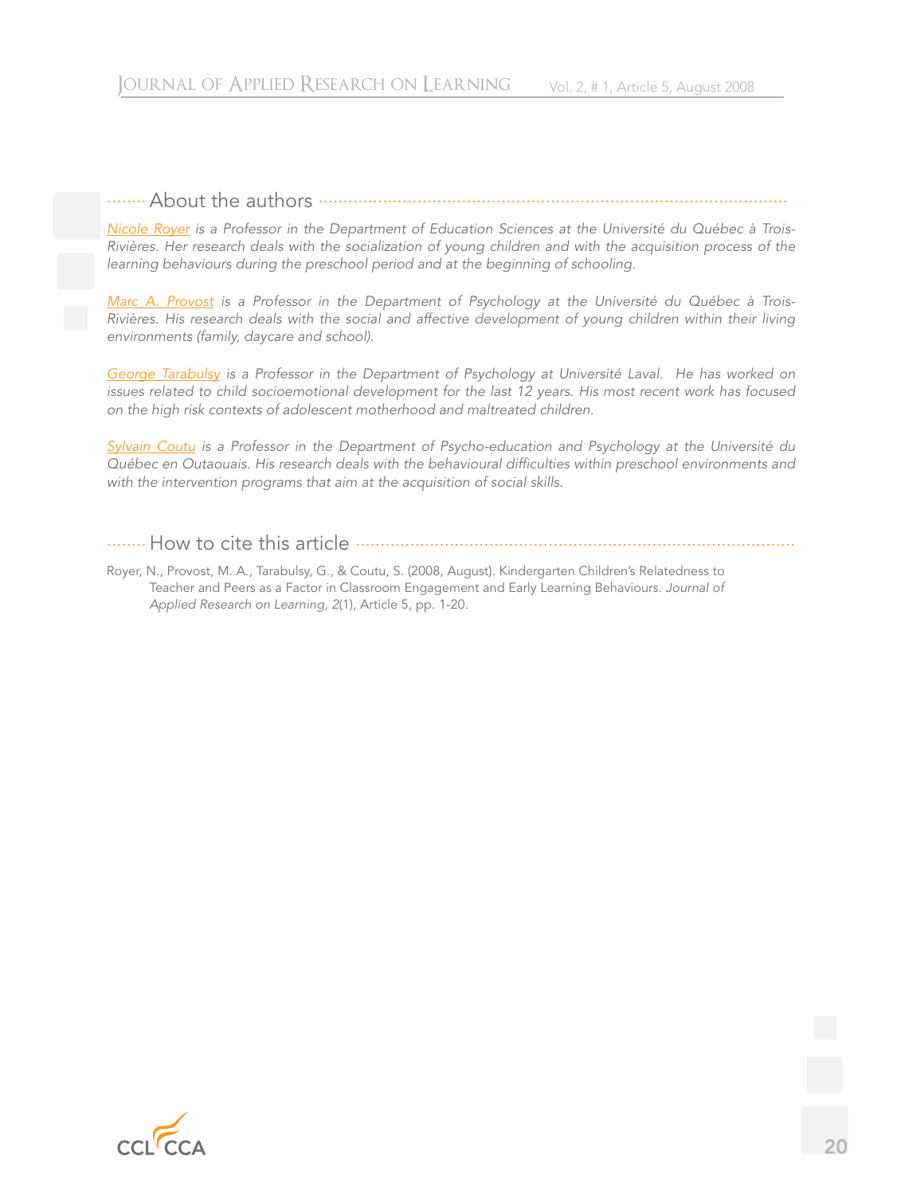## About the authors

*[Nicole Royer](#) is a Professor in the Department of Education Sciences at the Université du Québec à Trois-Rivières. Her research deals with the socialization of young children and with the acquisition process of the learning behaviours during the preschool period and at the beginning of schooling.*

*[Marc A. Provost](#) is a Professor in the Department of Psychology at the Université du Québec à Trois-Rivières. His research deals with the social and affective development of young children within their living environments (family, daycare and school).*

*[George Tarabulsy](#) is a Professor in the Department of Psychology at Université Laval. He has worked on issues related to child socioemotional development for the last 12 years. His most recent work has focused on the high risk contexts of adolescent motherhood and maltreated children.*

*[Sylvain Coutu](#) is a Professor in the Department of Psycho-education and Psychology at the Université du Québec en Outaouais. His research deals with the behavioural difficulties within preschool environments and with the intervention programs that aim at the acquisition of social skills.*

## How to cite this article

Royer, N., Provost, M. A., Tarabulsy, G., & Coutu, S. (2008, August). Kindergarten Children's Relatedness to Teacher and Peers as a Factor in Classroom Engagement and Early Learning Behaviours. *Journal of Applied Research on Learning*, *2*(1), Article 5, pp. 1-20.